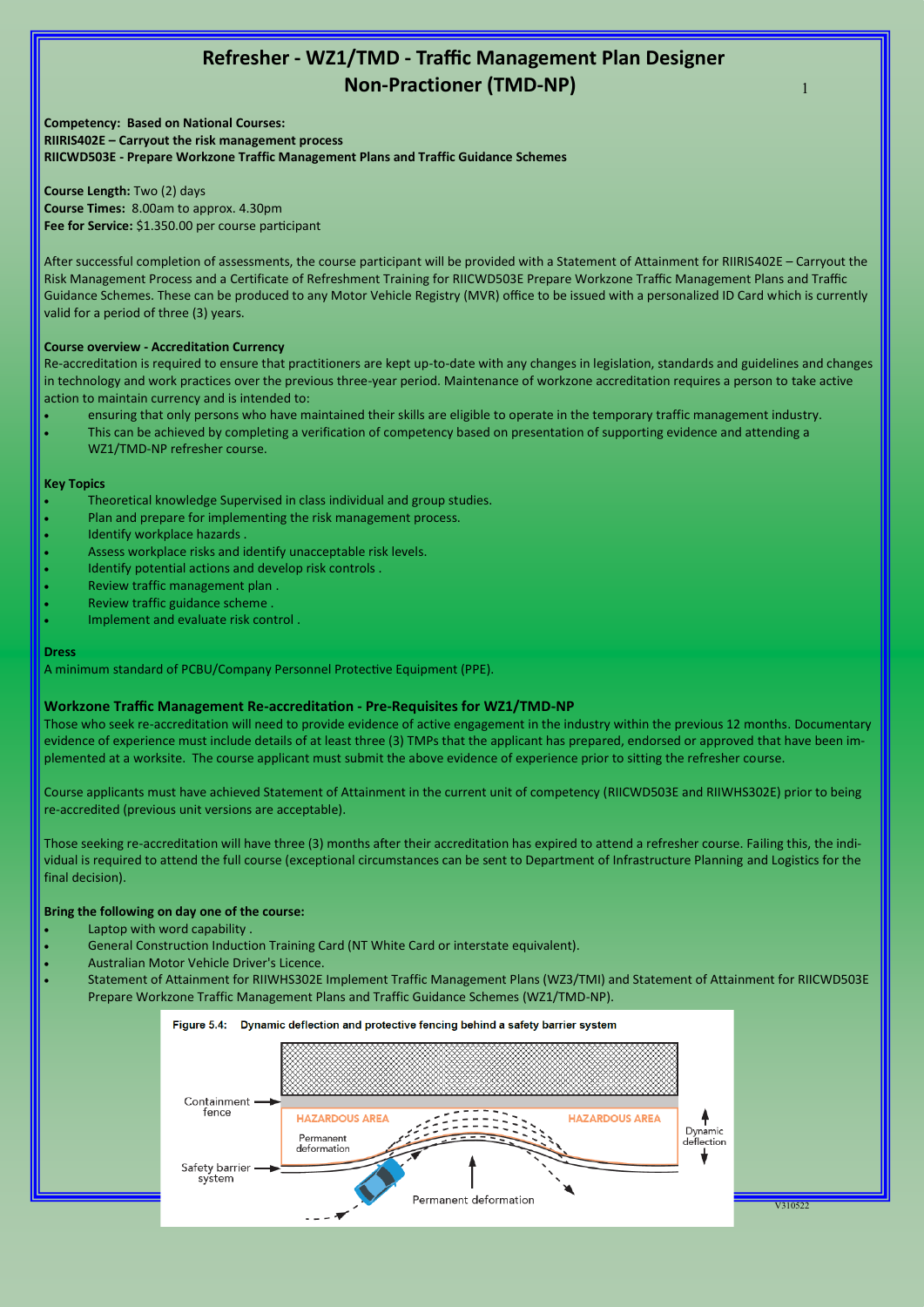# Refresher - WZ1/TMD - Traffic Management Plan Designer Non-Practioner (TMD-NP)

**Competency: Based on National Courses:**
**RIIRIS402E – Carryout the risk management process**
**RIICWD503E - Prepare Workzone Traffic Management Plans and Traffic Guidance Schemes**

**Course Length:** Two (2) days
**Course Times:** 8.00am to approx. 4.30pm
**Fee for Service:** $1.350.00 per course participant

After successful completion of assessments, the course participant will be provided with a Statement of Attainment for RIIRIS402E – Carryout the Risk Management Process and a Certificate of Refreshment Training for RIICWD503E Prepare Workzone Traffic Management Plans and Traffic Guidance Schemes. These can be produced to any Motor Vehicle Registry (MVR) office to be issued with a personalized ID Card which is currently valid for a period of three (3) years.

**Course overview - Accreditation Currency**
Re-accreditation is required to ensure that practitioners are kept up-to-date with any changes in legislation, standards and guidelines and changes in technology and work practices over the previous three-year period. Maintenance of workzone accreditation requires a person to take active action to maintain currency and is intended to:

- ensuring that only persons who have maintained their skills are eligible to operate in the temporary traffic management industry.
- This can be achieved by completing a verification of competency based on presentation of supporting evidence and attending a WZ1/TMD-NP refresher course.

**Key Topics**

- Theoretical knowledge Supervised in class individual and group studies.
- Plan and prepare for implementing the risk management process.
- Identify workplace hazards .
- Assess workplace risks and identify unacceptable risk levels.
- Identify potential actions and develop risk controls .
- Review traffic management plan .
- Review traffic guidance scheme .
- Implement and evaluate risk control .

**Dress**
A minimum standard of PCBU/Company Personnel Protective Equipment (PPE).

## Workzone Traffic Management Re-accreditation - Pre-Requisites for WZ1/TMD-NP

Those who seek re-accreditation will need to provide evidence of active engagement in the industry within the previous 12 months. Documentary evidence of experience must include details of at least three (3) TMPs that the applicant has prepared, endorsed or approved that have been implemented at a worksite. The course applicant must submit the above evidence of experience prior to sitting the refresher course.

Course applicants must have achieved Statement of Attainment in the current unit of competency (RIICWD503E and RIIWHS302E) prior to being re-accredited (previous unit versions are acceptable).

Those seeking re-accreditation will have three (3) months after their accreditation has expired to attend a refresher course. Failing this, the individual is required to attend the full course (exceptional circumstances can be sent to Department of Infrastructure Planning and Logistics for the final decision).

**Bring the following on day one of the course:**

- Laptop with word capability .
- General Construction Induction Training Card (NT White Card or interstate equivalent).
- Australian Motor Vehicle Driver's Licence.
- Statement of Attainment for RIIWHS302E Implement Traffic Management Plans (WZ3/TMI) and Statement of Attainment for RIICWD503E Prepare Workzone Traffic Management Plans and Traffic Guidance Schemes (WZ1/TMD-NP).

**Figure 5.4: Dynamic deflection and protective fencing behind a safety barrier system**

Containment fence
HAZARDOUS AREA
HAZARDOUS AREA
Permanent deformation
Dynamic deflection
Safety barrier system
Permanent deformation

V310522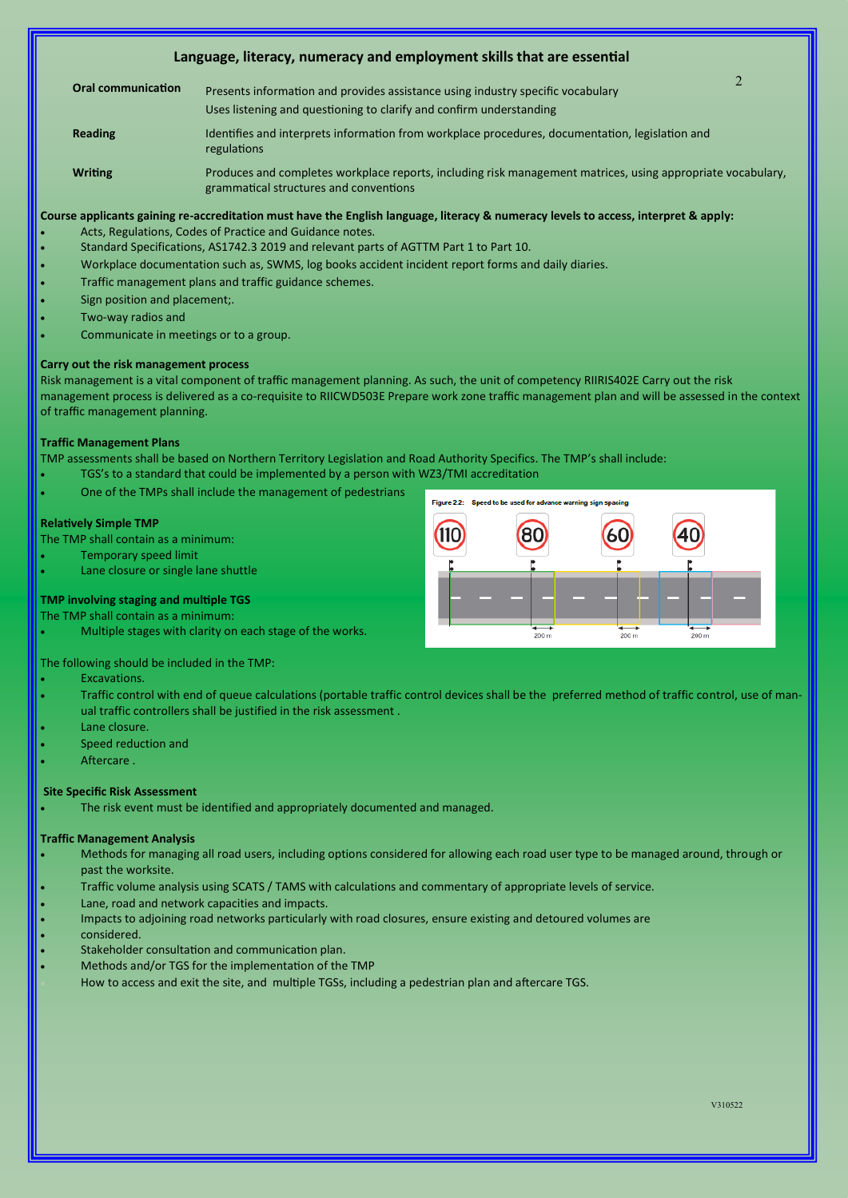## Language, literacy, numeracy and employment skills that are essential

| | |
|---|---|
| **Oral communication** | Presents information and provides assistance using industry specific vocabulary<br>Uses listening and questioning to clarify and confirm understanding |
| **Reading** | Identifies and interprets information from workplace procedures, documentation, legislation and regulations |
| **Writing** | Produces and completes workplace reports, including risk management matrices, using appropriate vocabulary, grammatical structures and conventions |

**Course applicants gaining re-accreditation must have the English language, literacy & numeracy levels to access, interpret & apply:**

- Acts, Regulations, Codes of Practice and Guidance notes.
- Standard Specifications, AS1742.3 2019 and relevant parts of AGTTM Part 1 to Part 10.
- Workplace documentation such as, SWMS, log books accident incident report forms and daily diaries.
- Traffic management plans and traffic guidance schemes.
- Sign position and placement;.
- Two-way radios and
- Communicate in meetings or to a group.

**Carry out the risk management process**

Risk management is a vital component of traffic management planning. As such, the unit of competency RIIRIS402E Carry out the risk management process is delivered as a co-requisite to RIICWD503E Prepare work zone traffic management plan and will be assessed in the context of traffic management planning.

**Traffic Management Plans**

TMP assessments shall be based on Northern Territory Legislation and Road Authority Specifics. The TMP's shall include:

- TGS's to a standard that could be implemented by a person with WZ3/TMI accreditation
- One of the TMPs shall include the management of pedestrians

**Relatively Simple TMP**

The TMP shall contain as a minimum:

- Temporary speed limit
- Lane closure or single lane shuttle

**TMP involving staging and multiple TGS**

The TMP shall contain as a minimum:

- Multiple stages with clarity on each stage of the works.

Figure 2.2: Speed to be used for advance warning sign spacing

The following should be included in the TMP:

- Excavations.
- Traffic control with end of queue calculations (portable traffic control devices shall be the preferred method of traffic control, use of manual traffic controllers shall be justified in the risk assessment .
- Lane closure.
- Speed reduction and
- Aftercare .

**Site Specific Risk Assessment**

- The risk event must be identified and appropriately documented and managed.

**Traffic Management Analysis**

- Methods for managing all road users, including options considered for allowing each road user type to be managed around, through or past the worksite.
- Traffic volume analysis using SCATS / TAMS with calculations and commentary of appropriate levels of service.
- Lane, road and network capacities and impacts.
- Impacts to adjoining road networks particularly with road closures, ensure existing and detoured volumes are
- considered.
- Stakeholder consultation and communication plan.
- Methods and/or TGS for the implementation of the TMP

  How to access and exit the site, and multiple TGSs, including a pedestrian plan and aftercare TGS.

V310522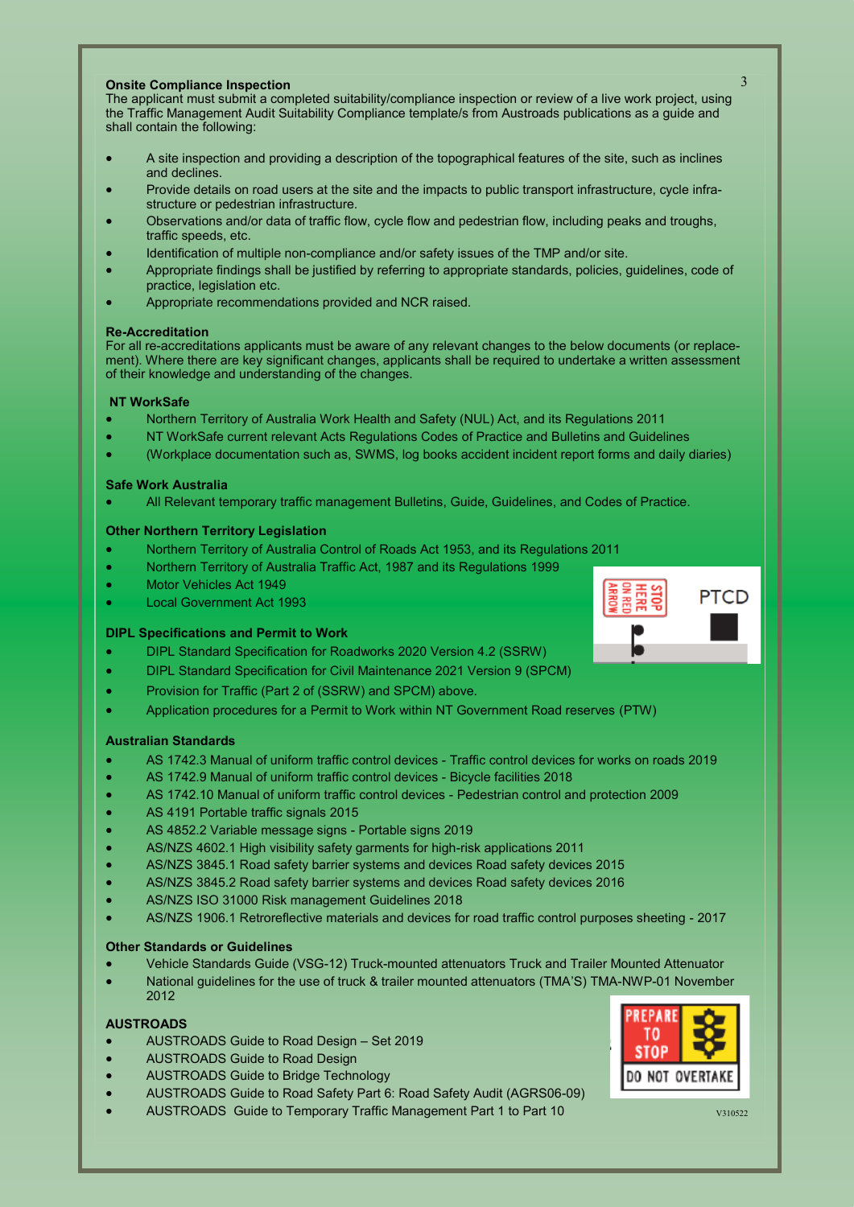**Onsite Compliance Inspection**

The applicant must submit a completed suitability/compliance inspection or review of a live work project, using the Traffic Management Audit Suitability Compliance template/s from Austroads publications as a guide and shall contain the following:

- A site inspection and providing a description of the topographical features of the site, such as inclines and declines.
- Provide details on road users at the site and the impacts to public transport infrastructure, cycle infrastructure or pedestrian infrastructure.
- Observations and/or data of traffic flow, cycle flow and pedestrian flow, including peaks and troughs, traffic speeds, etc.
- Identification of multiple non-compliance and/or safety issues of the TMP and/or site.
- Appropriate findings shall be justified by referring to appropriate standards, policies, guidelines, code of practice, legislation etc.
- Appropriate recommendations provided and NCR raised.

**Re-Accreditation**

For all re-accreditations applicants must be aware of any relevant changes to the below documents (or replacement). Where there are key significant changes, applicants shall be required to undertake a written assessment of their knowledge and understanding of the changes.

**NT WorkSafe**

- Northern Territory of Australia Work Health and Safety (NUL) Act, and its Regulations 2011
- NT WorkSafe current relevant Acts Regulations Codes of Practice and Bulletins and Guidelines
- (Workplace documentation such as, SWMS, log books accident incident report forms and daily diaries)

**Safe Work Australia**

- All Relevant temporary traffic management Bulletins, Guide, Guidelines, and Codes of Practice.

**Other Northern Territory Legislation**

- Northern Territory of Australia Control of Roads Act 1953, and its Regulations 2011
- Northern Territory of Australia Traffic Act, 1987 and its Regulations 1999
- Motor Vehicles Act 1949
- Local Government Act 1993

**DIPL Specifications and Permit to Work**

- DIPL Standard Specification for Roadworks 2020 Version 4.2 (SSRW)
- DIPL Standard Specification for Civil Maintenance 2021 Version 9 (SPCM)
- Provision for Traffic (Part 2 of (SSRW) and SPCM) above.
- Application procedures for a Permit to Work within NT Government Road reserves (PTW)

**Australian Standards**

- AS 1742.3 Manual of uniform traffic control devices - Traffic control devices for works on roads 2019
- AS 1742.9 Manual of uniform traffic control devices - Bicycle facilities 2018
- AS 1742.10 Manual of uniform traffic control devices - Pedestrian control and protection 2009
- AS 4191 Portable traffic signals 2015
- AS 4852.2 Variable message signs - Portable signs 2019
- AS/NZS 4602.1 High visibility safety garments for high-risk applications 2011
- AS/NZS 3845.1 Road safety barrier systems and devices Road safety devices 2015
- AS/NZS 3845.2 Road safety barrier systems and devices Road safety devices 2016
- AS/NZS ISO 31000 Risk management Guidelines 2018
- AS/NZS 1906.1 Retroreflective materials and devices for road traffic control purposes sheeting - 2017

**Other Standards or Guidelines**

- Vehicle Standards Guide (VSG-12) Truck-mounted attenuators Truck and Trailer Mounted Attenuator
- National guidelines for the use of truck & trailer mounted attenuators (TMA'S) TMA-NWP-01 November 2012

**AUSTROADS**

- AUSTROADS Guide to Road Design – Set 2019
- AUSTROADS Guide to Road Design
- AUSTROADS Guide to Bridge Technology
- AUSTROADS Guide to Road Safety Part 6: Road Safety Audit (AGRS06-09)
- AUSTROADS Guide to Temporary Traffic Management Part 1 to Part 10

V310522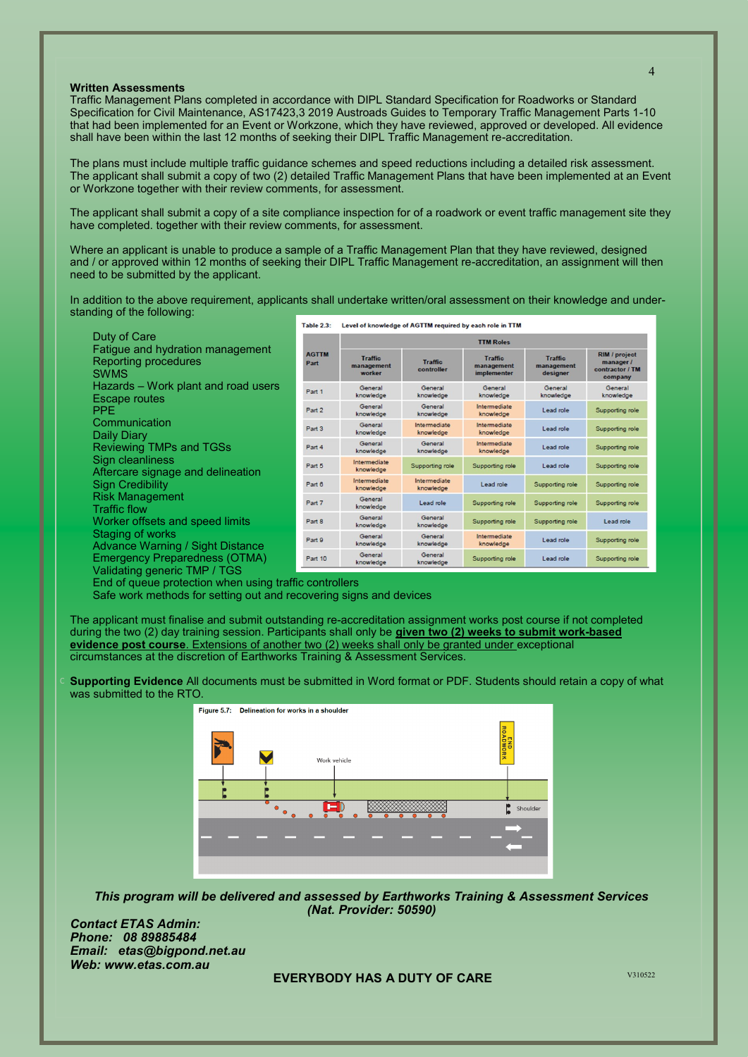**Written Assessments**
Traffic Management Plans completed in accordance with DIPL Standard Specification for Roadworks or Standard Specification for Civil Maintenance, AS17423,3 2019 Austroads Guides to Temporary Traffic Management Parts 1-10 that had been implemented for an Event or Workzone, which they have reviewed, approved or developed. All evidence shall have been within the last 12 months of seeking their DIPL Traffic Management re-accreditation.

The plans must include multiple traffic guidance schemes and speed reductions including a detailed risk assessment. The applicant shall submit a copy of two (2) detailed Traffic Management Plans that have been implemented at an Event or Workzone together with their review comments, for assessment.

The applicant shall submit a copy of a site compliance inspection for of a roadwork or event traffic management site they have completed. together with their review comments, for assessment.

Where an applicant is unable to produce a sample of a Traffic Management Plan that they have reviewed, designed and / or approved within 12 months of seeking their DIPL Traffic Management re-accreditation, an assignment will then need to be submitted by the applicant.

In addition to the above requirement, applicants shall undertake written/oral assessment on their knowledge and understanding of the following:

- Duty of Care
- Fatigue and hydration management
- Reporting procedures
- SWMS
- Hazards – Work plant and road users
- Escape routes
- PPE
- Communication
- Daily Diary
- Reviewing TMPs and TGSs
- Sign cleanliness
- Aftercare signage and delineation
- Sign Credibility
- Risk Management
- Traffic flow
- Worker offsets and speed limits
- Staging of works
- Advance Warning / Sight Distance
- Emergency Preparedness (OTMA)
- Validating generic TMP / TGS
- End of queue protection when using traffic controllers
- Safe work methods for setting out and recovering signs and devices

Table 2.3: Level of knowledge of AGTTM required by each role in TTM

| AGTTM Part | TTM Roles | | | | |
|---|---|---|---|---|---|
| | Traffic management worker | Traffic controller | Traffic management implementer | Traffic management designer | RIM / project manager / contractor / TM company |
| Part 1 | General knowledge | General knowledge | General knowledge | General knowledge | General knowledge |
| Part 2 | General knowledge | General knowledge | Intermediate knowledge | Lead role | Supporting role |
| Part 3 | General knowledge | Intermediate knowledge | Intermediate knowledge | Lead role | Supporting role |
| Part 4 | General knowledge | General knowledge | Intermediate knowledge | Lead role | Supporting role |
| Part 5 | Intermediate knowledge | Supporting role | Supporting role | Lead role | Supporting role |
| Part 6 | Intermediate knowledge | Intermediate knowledge | Lead role | Supporting role | Supporting role |
| Part 7 | General knowledge | Lead role | Supporting role | Supporting role | Supporting role |
| Part 8 | General knowledge | General knowledge | Supporting role | Supporting role | Lead role |
| Part 9 | General knowledge | General knowledge | Intermediate knowledge | Lead role | Supporting role |
| Part 10 | General knowledge | General knowledge | Supporting role | Lead role | Supporting role |

The applicant must finalise and submit outstanding re-accreditation assignment works post course if not completed during the two (2) day training session. Participants shall only be **given two (2) weeks to submit work-based evidence post course**. Extensions of another two (2) weeks shall only be granted under exceptional circumstances at the discretion of Earthworks Training & Assessment Services.

**Supporting Evidence** All documents must be submitted in Word format or PDF. Students should retain a copy of what was submitted to the RTO.

Figure 5.7: Delineation for works in a shoulder

Work vehicle

END ROADWORK

Shoulder

***This program will be delivered and assessed by Earthworks Training & Assessment Services (Nat. Provider: 50590)***

***Contact ETAS Admin:***
***Phone: 08 89885484***
***Email: etas@bigpond.net.au***
***Web: www.etas.com.au***

**EVERYBODY HAS A DUTY OF CARE**

V310522